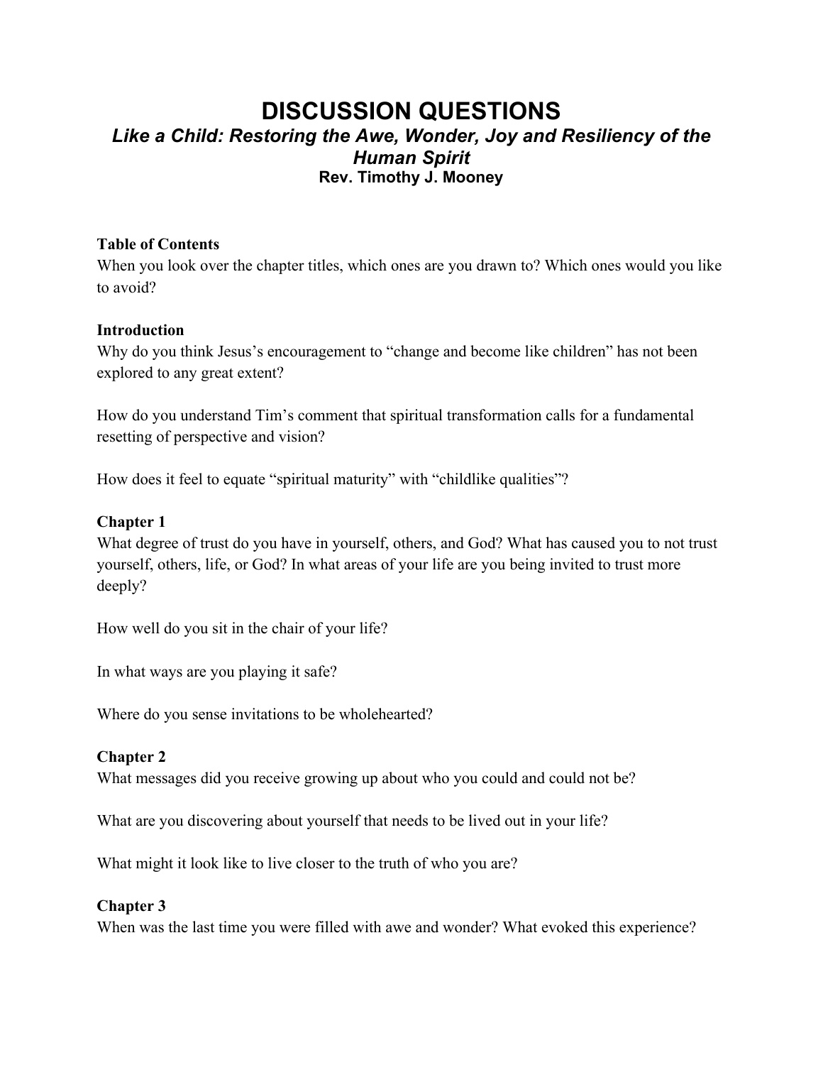# DISCUSSION QUESTIONS

## *Like a Child: Restoring the Awe, Wonder, Joy and Resiliency of the Human Spirit*

**Rev. Timothy J. Mooney**

**Table of Contents**

When you look over the chapter titles, which ones are you drawn to? Which ones would you like to avoid?

**Introduction**

Why do you think Jesus's encouragement to "change and become like children" has not been explored to any great extent?

How do you understand Tim's comment that spiritual transformation calls for a fundamental resetting of perspective and vision?

How does it feel to equate "spiritual maturity" with "childlike qualities"?

**Chapter 1**

What degree of trust do you have in yourself, others, and God? What has caused you to not trust yourself, others, life, or God? In what areas of your life are you being invited to trust more deeply?

How well do you sit in the chair of your life?

In what ways are you playing it safe?

Where do you sense invitations to be wholehearted?

**Chapter 2**

What messages did you receive growing up about who you could and could not be?

What are you discovering about yourself that needs to be lived out in your life?

What might it look like to live closer to the truth of who you are?

**Chapter 3**

When was the last time you were filled with awe and wonder? What evoked this experience?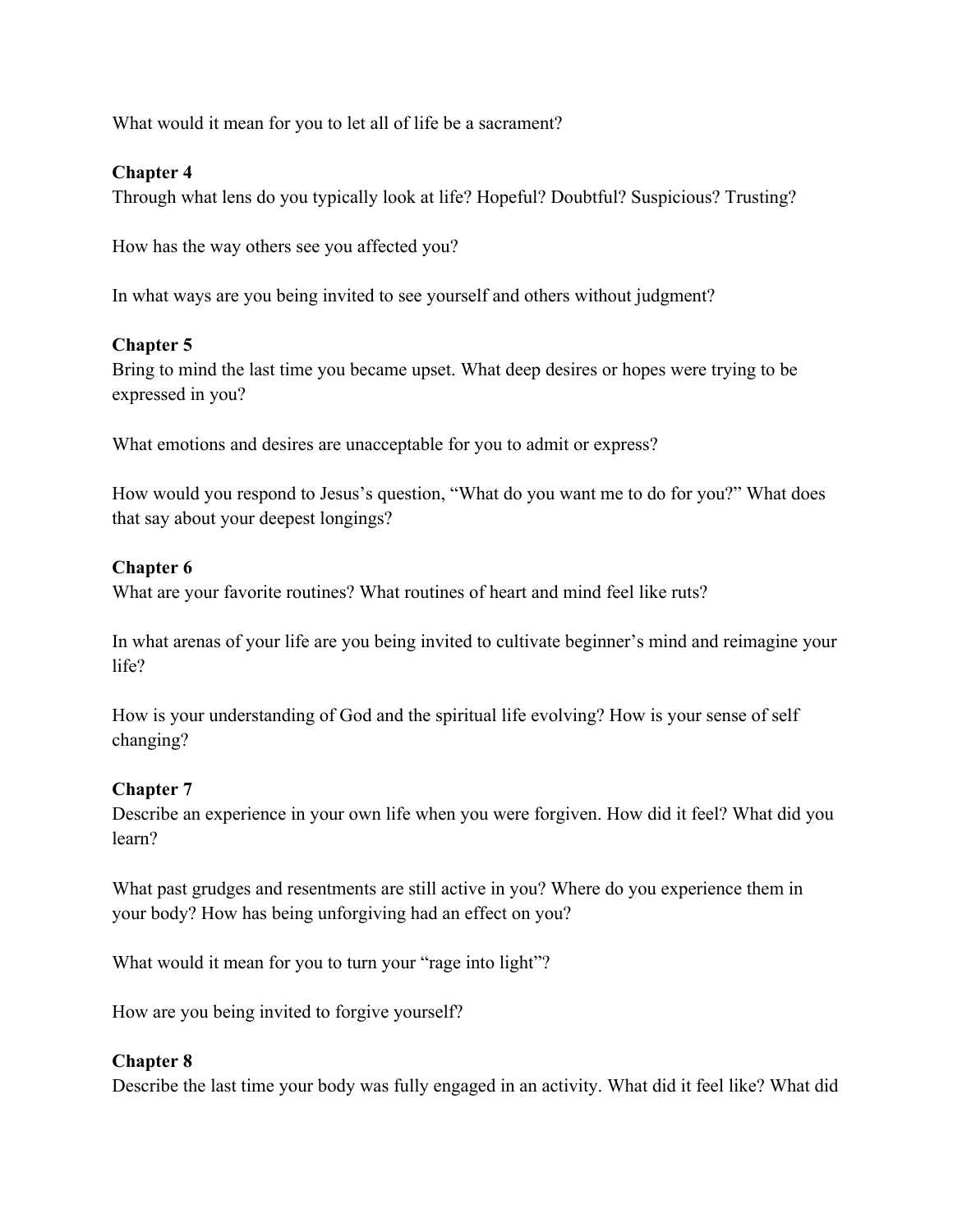What would it mean for you to let all of life be a sacrament?

**Chapter 4**

Through what lens do you typically look at life? Hopeful? Doubtful? Suspicious? Trusting?

How has the way others see you affected you?

In what ways are you being invited to see yourself and others without judgment?

**Chapter 5**

Bring to mind the last time you became upset. What deep desires or hopes were trying to be expressed in you?

What emotions and desires are unacceptable for you to admit or express?

How would you respond to Jesus's question, "What do you want me to do for you?" What does that say about your deepest longings?

**Chapter 6**

What are your favorite routines? What routines of heart and mind feel like ruts?

In what arenas of your life are you being invited to cultivate beginner's mind and reimagine your life?

How is your understanding of God and the spiritual life evolving? How is your sense of self changing?

**Chapter 7**

Describe an experience in your own life when you were forgiven. How did it feel? What did you learn?

What past grudges and resentments are still active in you? Where do you experience them in your body? How has being unforgiving had an effect on you?

What would it mean for you to turn your "rage into light"?

How are you being invited to forgive yourself?

**Chapter 8**

Describe the last time your body was fully engaged in an activity. What did it feel like? What did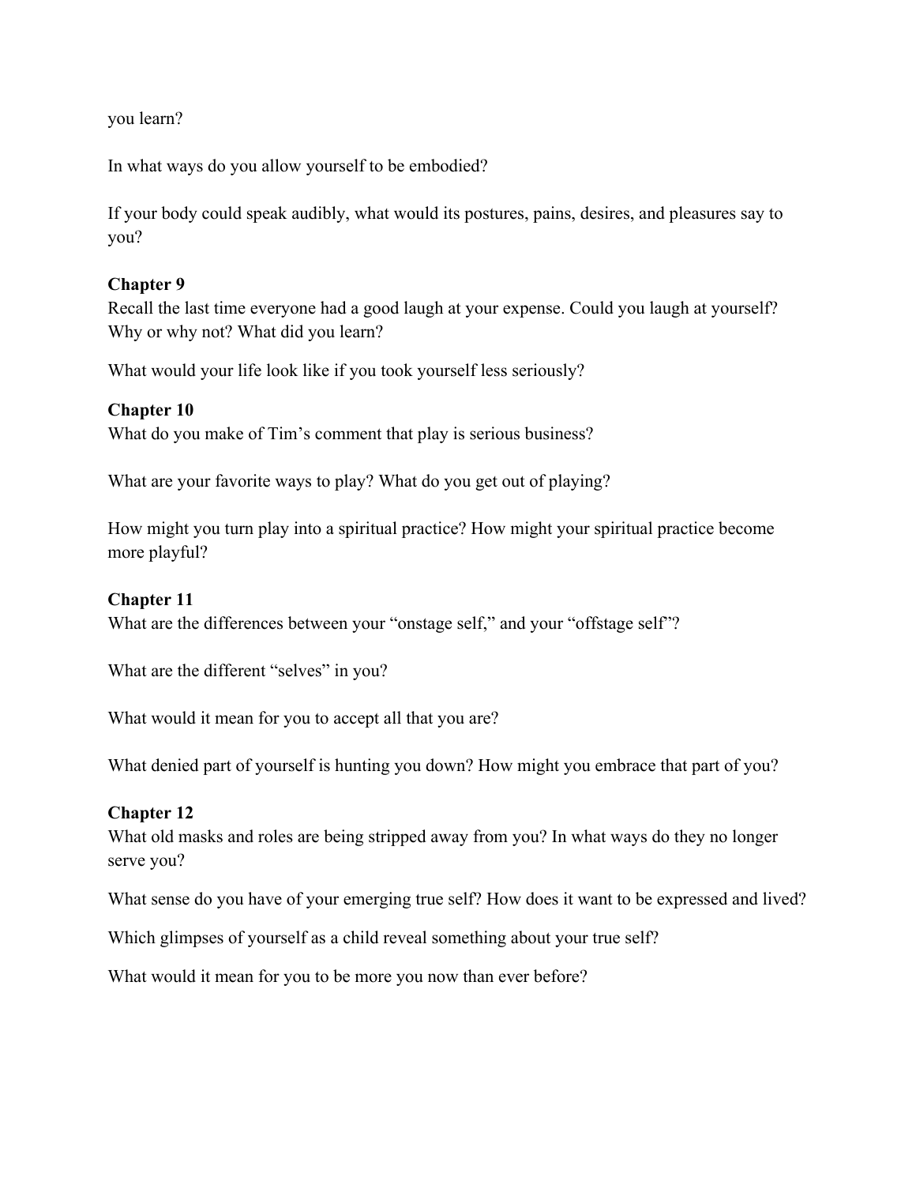you learn?

In what ways do you allow yourself to be embodied?

If your body could speak audibly, what would its postures, pains, desires, and pleasures say to you?

**Chapter 9**

Recall the last time everyone had a good laugh at your expense. Could you laugh at yourself? Why or why not? What did you learn?

What would your life look like if you took yourself less seriously?

**Chapter 10**

What do you make of Tim's comment that play is serious business?

What are your favorite ways to play? What do you get out of playing?

How might you turn play into a spiritual practice? How might your spiritual practice become more playful?

**Chapter 11**

What are the differences between your "onstage self," and your "offstage self"?

What are the different "selves" in you?

What would it mean for you to accept all that you are?

What denied part of yourself is hunting you down? How might you embrace that part of you?

**Chapter 12**

What old masks and roles are being stripped away from you? In what ways do they no longer serve you?

What sense do you have of your emerging true self? How does it want to be expressed and lived?

Which glimpses of yourself as a child reveal something about your true self?

What would it mean for you to be more you now than ever before?